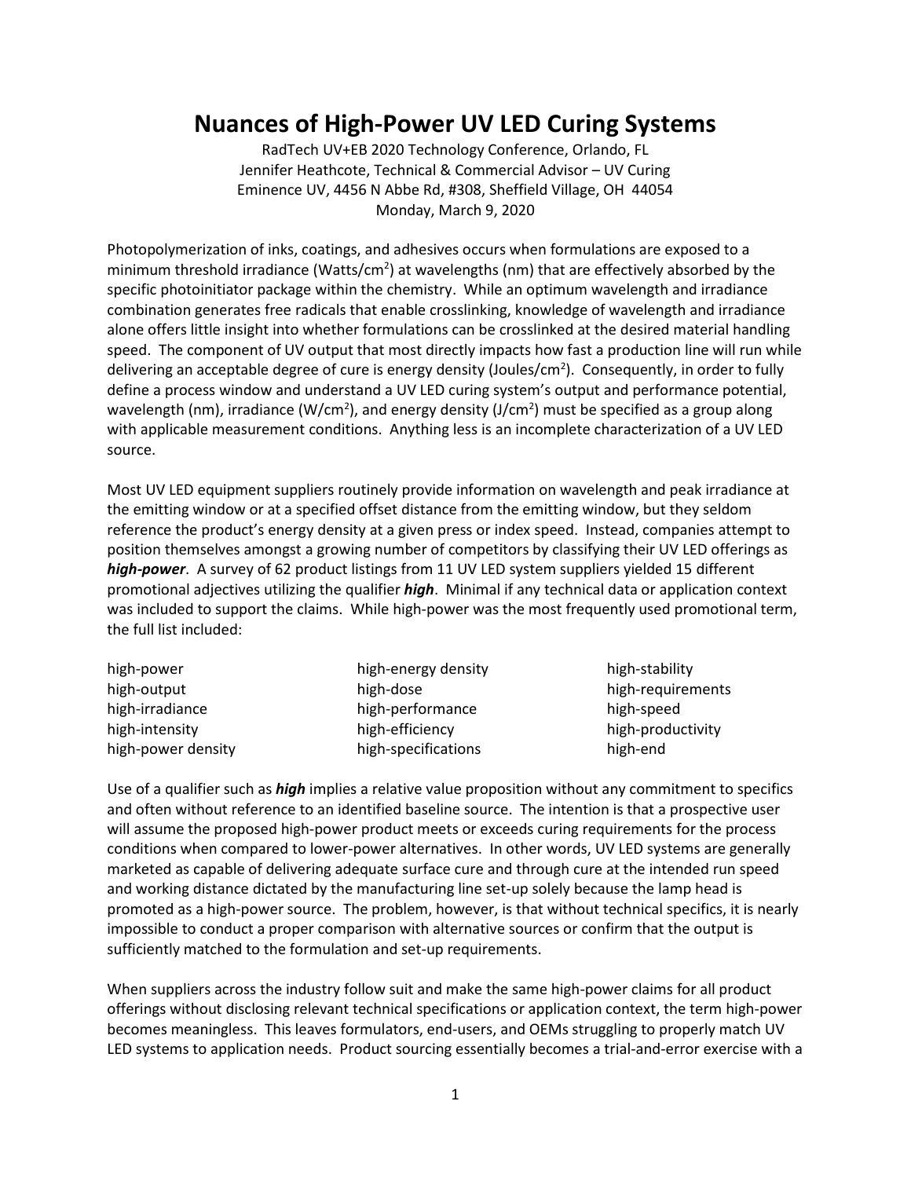# Nuances of High-Power UV LED Curing Systems

RadTech UV+EB 2020 Technology Conference, Orlando, FL
Jennifer Heathcote, Technical & Commercial Advisor – UV Curing
Eminence UV, 4456 N Abbe Rd, #308, Sheffield Village, OH 44054
Monday, March 9, 2020

Photopolymerization of inks, coatings, and adhesives occurs when formulations are exposed to a minimum threshold irradiance (Watts/cm$^2$) at wavelengths (nm) that are effectively absorbed by the specific photoinitiator package within the chemistry. While an optimum wavelength and irradiance combination generates free radicals that enable crosslinking, knowledge of wavelength and irradiance alone offers little insight into whether formulations can be crosslinked at the desired material handling speed. The component of UV output that most directly impacts how fast a production line will run while delivering an acceptable degree of cure is energy density (Joules/cm$^2$). Consequently, in order to fully define a process window and understand a UV LED curing system's output and performance potential, wavelength (nm), irradiance (W/cm$^2$), and energy density (J/cm$^2$) must be specified as a group along with applicable measurement conditions. Anything less is an incomplete characterization of a UV LED source.

Most UV LED equipment suppliers routinely provide information on wavelength and peak irradiance at the emitting window or at a specified offset distance from the emitting window, but they seldom reference the product's energy density at a given press or index speed. Instead, companies attempt to position themselves amongst a growing number of competitors by classifying their UV LED offerings as ***high-power***. A survey of 62 product listings from 11 UV LED system suppliers yielded 15 different promotional adjectives utilizing the qualifier ***high***. Minimal if any technical data or application context was included to support the claims. While high-power was the most frequently used promotional term, the full list included:

| | | |
|---|---|---|
| high-power | high-energy density | high-stability |
| high-output | high-dose | high-requirements |
| high-irradiance | high-performance | high-speed |
| high-intensity | high-efficiency | high-productivity |
| high-power density | high-specifications | high-end |

Use of a qualifier such as ***high*** implies a relative value proposition without any commitment to specifics and often without reference to an identified baseline source. The intention is that a prospective user will assume the proposed high-power product meets or exceeds curing requirements for the process conditions when compared to lower-power alternatives. In other words, UV LED systems are generally marketed as capable of delivering adequate surface cure and through cure at the intended run speed and working distance dictated by the manufacturing line set-up solely because the lamp head is promoted as a high-power source. The problem, however, is that without technical specifics, it is nearly impossible to conduct a proper comparison with alternative sources or confirm that the output is sufficiently matched to the formulation and set-up requirements.

When suppliers across the industry follow suit and make the same high-power claims for all product offerings without disclosing relevant technical specifications or application context, the term high-power becomes meaningless. This leaves formulators, end-users, and OEMs struggling to properly match UV LED systems to application needs. Product sourcing essentially becomes a trial-and-error exercise with a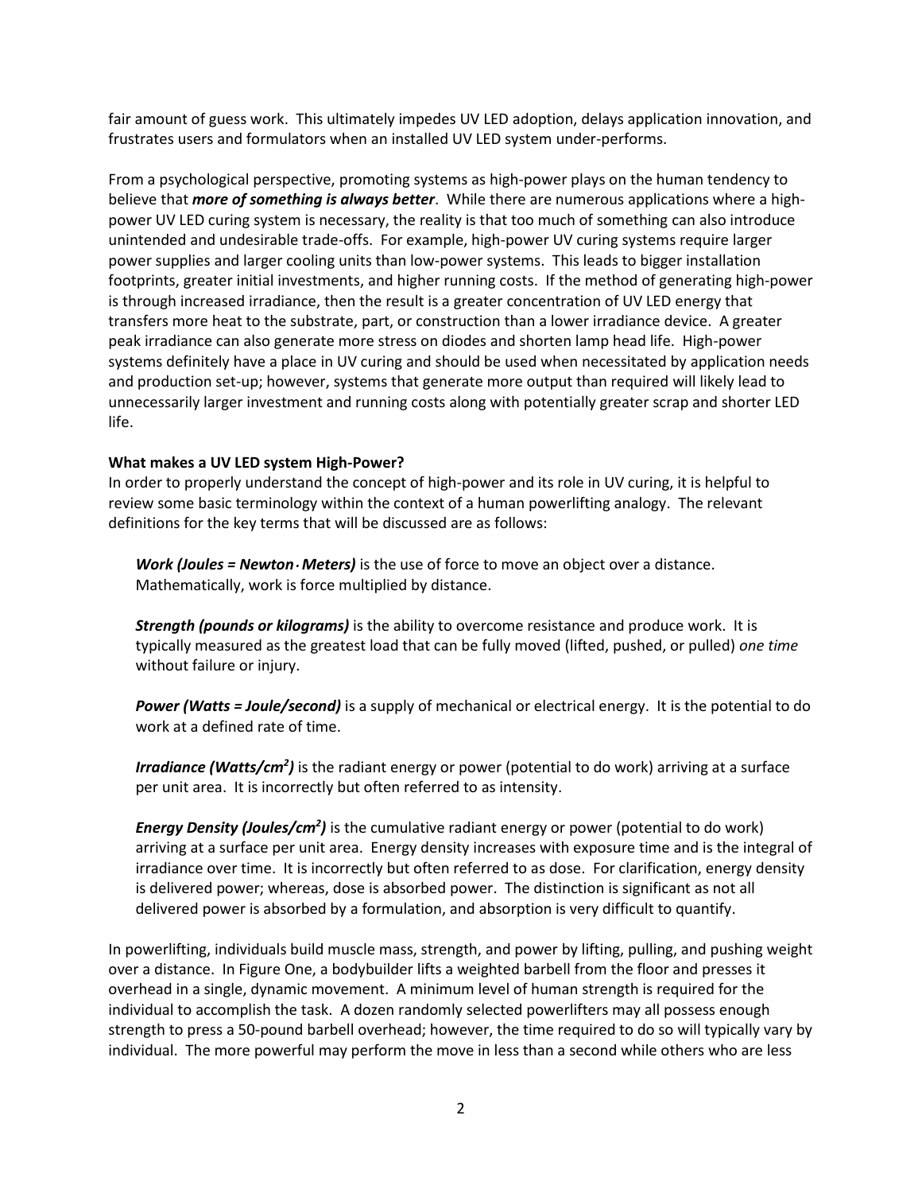fair amount of guess work. This ultimately impedes UV LED adoption, delays application innovation, and frustrates users and formulators when an installed UV LED system under-performs.

From a psychological perspective, promoting systems as high-power plays on the human tendency to believe that ***more of something is always better***. While there are numerous applications where a high-power UV LED curing system is necessary, the reality is that too much of something can also introduce unintended and undesirable trade-offs. For example, high-power UV curing systems require larger power supplies and larger cooling units than low-power systems. This leads to bigger installation footprints, greater initial investments, and higher running costs. If the method of generating high-power is through increased irradiance, then the result is a greater concentration of UV LED energy that transfers more heat to the substrate, part, or construction than a lower irradiance device. A greater peak irradiance can also generate more stress on diodes and shorten lamp head life. High-power systems definitely have a place in UV curing and should be used when necessitated by application needs and production set-up; however, systems that generate more output than required will likely lead to unnecessarily larger investment and running costs along with potentially greater scrap and shorter LED life.

**What makes a UV LED system High-Power?**

In order to properly understand the concept of high-power and its role in UV curing, it is helpful to review some basic terminology within the context of a human powerlifting analogy. The relevant definitions for the key terms that will be discussed are as follows:

> ***Work (Joules = Newton·Meters)*** is the use of force to move an object over a distance. Mathematically, work is force multiplied by distance.
>
> ***Strength (pounds or kilograms)*** is the ability to overcome resistance and produce work. It is typically measured as the greatest load that can be fully moved (lifted, pushed, or pulled) *one time* without failure or injury.
>
> ***Power (Watts = Joule/second)*** is a supply of mechanical or electrical energy. It is the potential to do work at a defined rate of time.
>
> ***Irradiance (Watts/cm²)*** is the radiant energy or power (potential to do work) arriving at a surface per unit area. It is incorrectly but often referred to as intensity.
>
> ***Energy Density (Joules/cm²)*** is the cumulative radiant energy or power (potential to do work) arriving at a surface per unit area. Energy density increases with exposure time and is the integral of irradiance over time. It is incorrectly but often referred to as dose. For clarification, energy density is delivered power; whereas, dose is absorbed power. The distinction is significant as not all delivered power is absorbed by a formulation, and absorption is very difficult to quantify.

In powerlifting, individuals build muscle mass, strength, and power by lifting, pulling, and pushing weight over a distance. In Figure One, a bodybuilder lifts a weighted barbell from the floor and presses it overhead in a single, dynamic movement. A minimum level of human strength is required for the individual to accomplish the task. A dozen randomly selected powerlifters may all possess enough strength to press a 50-pound barbell overhead; however, the time required to do so will typically vary by individual. The more powerful may perform the move in less than a second while others who are less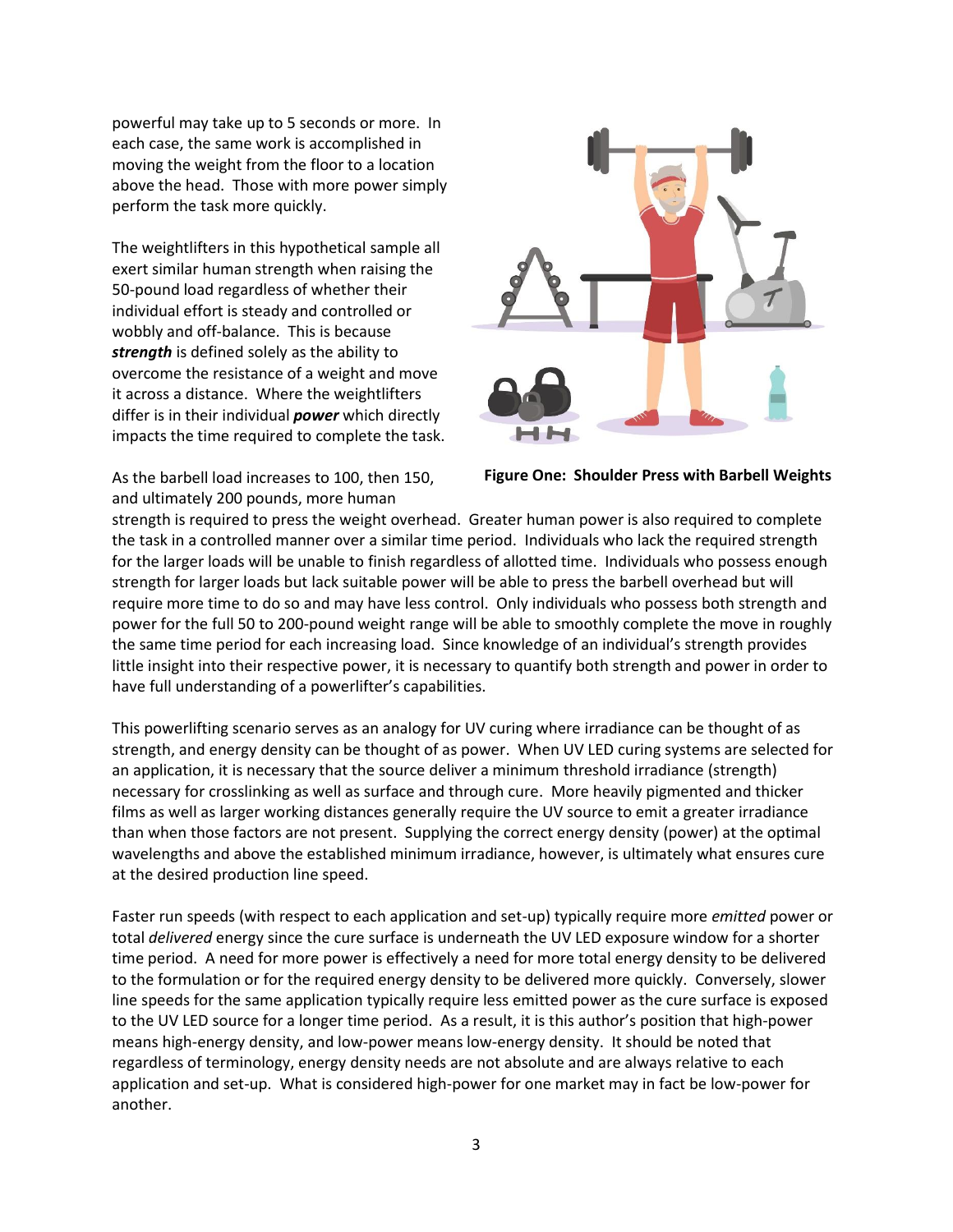powerful may take up to 5 seconds or more. In each case, the same work is accomplished in moving the weight from the floor to a location above the head. Those with more power simply perform the task more quickly.

The weightlifters in this hypothetical sample all exert similar human strength when raising the 50-pound load regardless of whether their individual effort is steady and controlled or wobbly and off-balance. This is because ***strength*** is defined solely as the ability to overcome the resistance of a weight and move it across a distance. Where the weightlifters differ is in their individual ***power*** which directly impacts the time required to complete the task.

**Figure One: Shoulder Press with Barbell Weights**

As the barbell load increases to 100, then 150, and ultimately 200 pounds, more human strength is required to press the weight overhead. Greater human power is also required to complete the task in a controlled manner over a similar time period. Individuals who lack the required strength for the larger loads will be unable to finish regardless of allotted time. Individuals who possess enough strength for larger loads but lack suitable power will be able to press the barbell overhead but will require more time to do so and may have less control. Only individuals who possess both strength and power for the full 50 to 200-pound weight range will be able to smoothly complete the move in roughly the same time period for each increasing load. Since knowledge of an individual's strength provides little insight into their respective power, it is necessary to quantify both strength and power in order to have full understanding of a powerlifter's capabilities.

This powerlifting scenario serves as an analogy for UV curing where irradiance can be thought of as strength, and energy density can be thought of as power. When UV LED curing systems are selected for an application, it is necessary that the source deliver a minimum threshold irradiance (strength) necessary for crosslinking as well as surface and through cure. More heavily pigmented and thicker films as well as larger working distances generally require the UV source to emit a greater irradiance than when those factors are not present. Supplying the correct energy density (power) at the optimal wavelengths and above the established minimum irradiance, however, is ultimately what ensures cure at the desired production line speed.

Faster run speeds (with respect to each application and set-up) typically require more *emitted* power or total *delivered* energy since the cure surface is underneath the UV LED exposure window for a shorter time period. A need for more power is effectively a need for more total energy density to be delivered to the formulation or for the required energy density to be delivered more quickly. Conversely, slower line speeds for the same application typically require less emitted power as the cure surface is exposed to the UV LED source for a longer time period. As a result, it is this author's position that high-power means high-energy density, and low-power means low-energy density. It should be noted that regardless of terminology, energy density needs are not absolute and are always relative to each application and set-up. What is considered high-power for one market may in fact be low-power for another.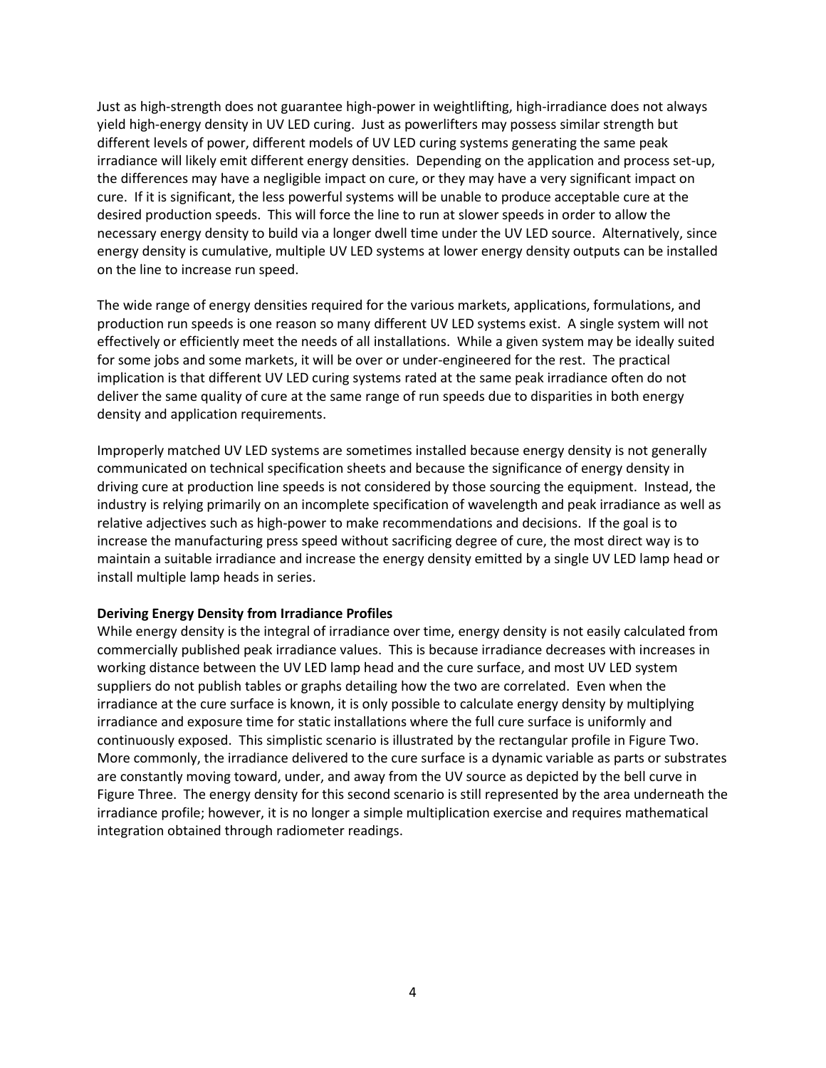Just as high-strength does not guarantee high-power in weightlifting, high-irradiance does not always yield high-energy density in UV LED curing. Just as powerlifters may possess similar strength but different levels of power, different models of UV LED curing systems generating the same peak irradiance will likely emit different energy densities. Depending on the application and process set-up, the differences may have a negligible impact on cure, or they may have a very significant impact on cure. If it is significant, the less powerful systems will be unable to produce acceptable cure at the desired production speeds. This will force the line to run at slower speeds in order to allow the necessary energy density to build via a longer dwell time under the UV LED source. Alternatively, since energy density is cumulative, multiple UV LED systems at lower energy density outputs can be installed on the line to increase run speed.

The wide range of energy densities required for the various markets, applications, formulations, and production run speeds is one reason so many different UV LED systems exist. A single system will not effectively or efficiently meet the needs of all installations. While a given system may be ideally suited for some jobs and some markets, it will be over or under-engineered for the rest. The practical implication is that different UV LED curing systems rated at the same peak irradiance often do not deliver the same quality of cure at the same range of run speeds due to disparities in both energy density and application requirements.

Improperly matched UV LED systems are sometimes installed because energy density is not generally communicated on technical specification sheets and because the significance of energy density in driving cure at production line speeds is not considered by those sourcing the equipment. Instead, the industry is relying primarily on an incomplete specification of wavelength and peak irradiance as well as relative adjectives such as high-power to make recommendations and decisions. If the goal is to increase the manufacturing press speed without sacrificing degree of cure, the most direct way is to maintain a suitable irradiance and increase the energy density emitted by a single UV LED lamp head or install multiple lamp heads in series.

**Deriving Energy Density from Irradiance Profiles**

While energy density is the integral of irradiance over time, energy density is not easily calculated from commercially published peak irradiance values. This is because irradiance decreases with increases in working distance between the UV LED lamp head and the cure surface, and most UV LED system suppliers do not publish tables or graphs detailing how the two are correlated. Even when the irradiance at the cure surface is known, it is only possible to calculate energy density by multiplying irradiance and exposure time for static installations where the full cure surface is uniformly and continuously exposed. This simplistic scenario is illustrated by the rectangular profile in Figure Two. More commonly, the irradiance delivered to the cure surface is a dynamic variable as parts or substrates are constantly moving toward, under, and away from the UV source as depicted by the bell curve in Figure Three. The energy density for this second scenario is still represented by the area underneath the irradiance profile; however, it is no longer a simple multiplication exercise and requires mathematical integration obtained through radiometer readings.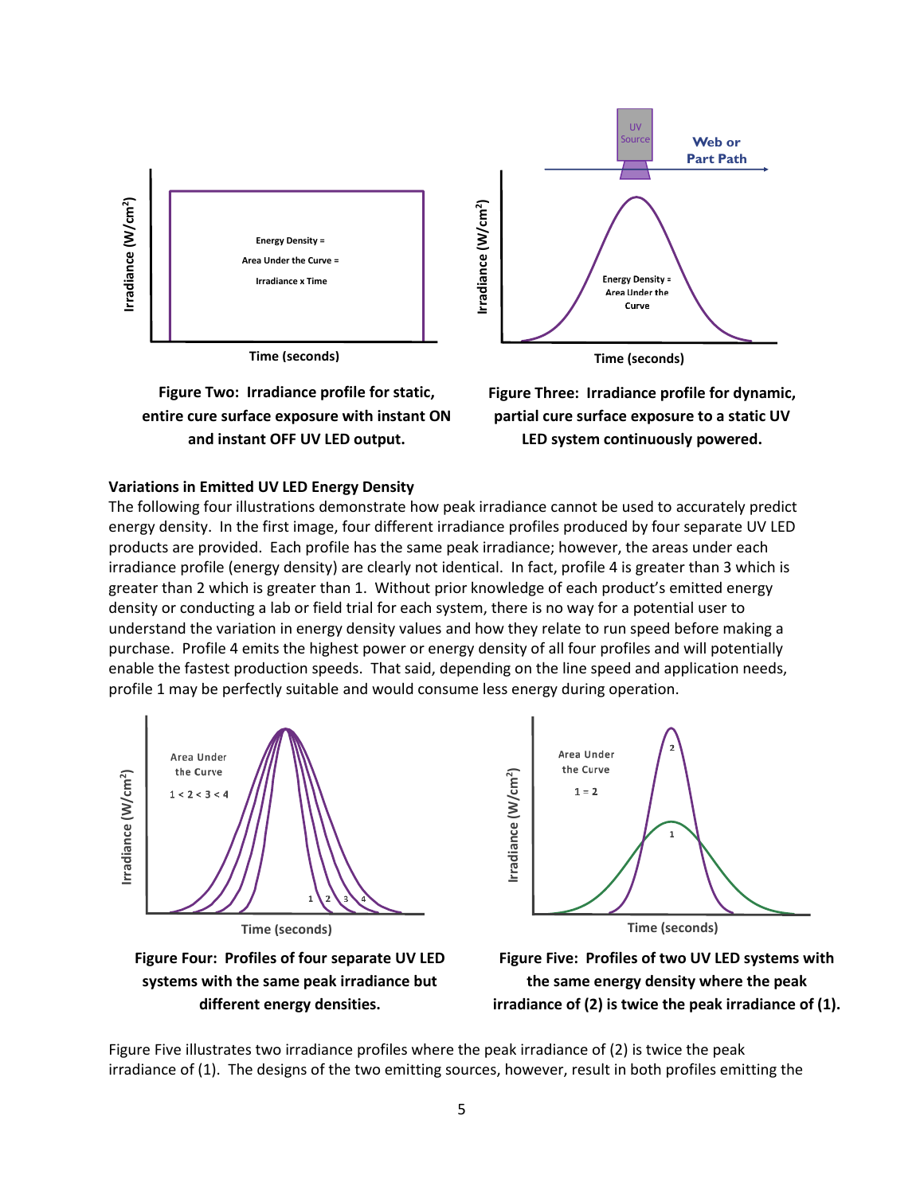Figure Two: Irradiance profile for static, entire cure surface exposure with instant ON and instant OFF UV LED output.

Figure Three: Irradiance profile for dynamic, partial cure surface exposure to a static UV LED system continuously powered.

**Variations in Emitted UV LED Energy Density**

The following four illustrations demonstrate how peak irradiance cannot be used to accurately predict energy density. In the first image, four different irradiance profiles produced by four separate UV LED products are provided. Each profile has the same peak irradiance; however, the areas under each irradiance profile (energy density) are clearly not identical. In fact, profile 4 is greater than 3 which is greater than 2 which is greater than 1. Without prior knowledge of each product's emitted energy density or conducting a lab or field trial for each system, there is no way for a potential user to understand the variation in energy density values and how they relate to run speed before making a purchase. Profile 4 emits the highest power or energy density of all four profiles and will potentially enable the fastest production speeds. That said, depending on the line speed and application needs, profile 1 may be perfectly suitable and would consume less energy during operation.

Figure Four: Profiles of four separate UV LED systems with the same peak irradiance but different energy densities.

Figure Five: Profiles of two UV LED systems with the same energy density where the peak irradiance of (2) is twice the peak irradiance of (1).

Figure Five illustrates two irradiance profiles where the peak irradiance of (2) is twice the peak irradiance of (1). The designs of the two emitting sources, however, result in both profiles emitting the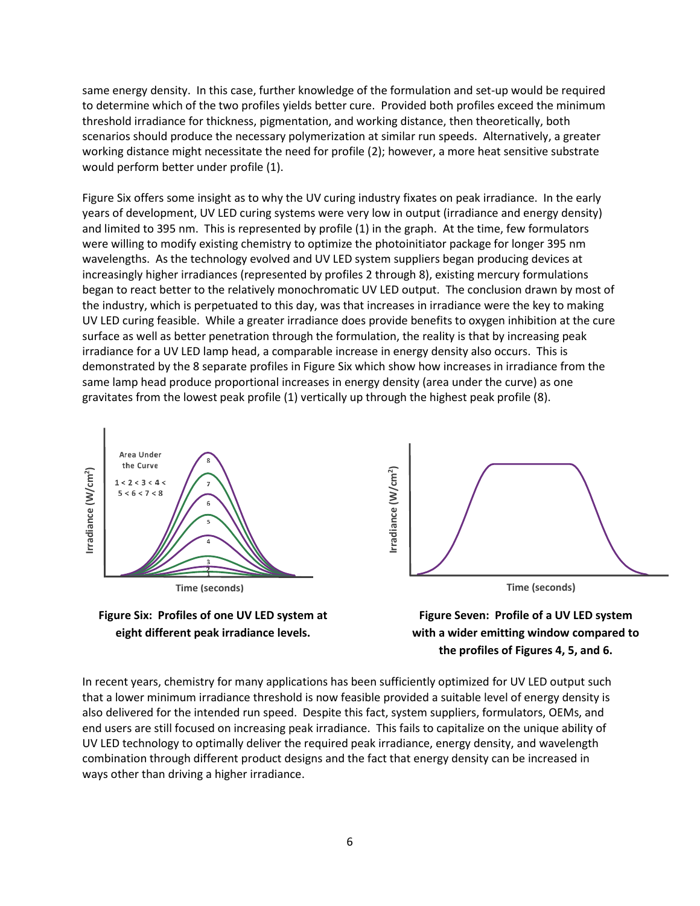same energy density. In this case, further knowledge of the formulation and set-up would be required to determine which of the two profiles yields better cure. Provided both profiles exceed the minimum threshold irradiance for thickness, pigmentation, and working distance, then theoretically, both scenarios should produce the necessary polymerization at similar run speeds. Alternatively, a greater working distance might necessitate the need for profile (2); however, a more heat sensitive substrate would perform better under profile (1).

Figure Six offers some insight as to why the UV curing industry fixates on peak irradiance. In the early years of development, UV LED curing systems were very low in output (irradiance and energy density) and limited to 395 nm. This is represented by profile (1) in the graph. At the time, few formulators were willing to modify existing chemistry to optimize the photoinitiator package for longer 395 nm wavelengths. As the technology evolved and UV LED system suppliers began producing devices at increasingly higher irradiances (represented by profiles 2 through 8), existing mercury formulations began to react better to the relatively monochromatic UV LED output. The conclusion drawn by most of the industry, which is perpetuated to this day, was that increases in irradiance were the key to making UV LED curing feasible. While a greater irradiance does provide benefits to oxygen inhibition at the cure surface as well as better penetration through the formulation, the reality is that by increasing peak irradiance for a UV LED lamp head, a comparable increase in energy density also occurs. This is demonstrated by the 8 separate profiles in Figure Six which show how increases in irradiance from the same lamp head produce proportional increases in energy density (area under the curve) as one gravitates from the lowest peak profile (1) vertically up through the highest peak profile (8).

**Figure Six: Profiles of one UV LED system at eight different peak irradiance levels.**

**Figure Seven: Profile of a UV LED system with a wider emitting window compared to the profiles of Figures 4, 5, and 6.**

In recent years, chemistry for many applications has been sufficiently optimized for UV LED output such that a lower minimum irradiance threshold is now feasible provided a suitable level of energy density is also delivered for the intended run speed. Despite this fact, system suppliers, formulators, OEMs, and end users are still focused on increasing peak irradiance. This fails to capitalize on the unique ability of UV LED technology to optimally deliver the required peak irradiance, energy density, and wavelength combination through different product designs and the fact that energy density can be increased in ways other than driving a higher irradiance.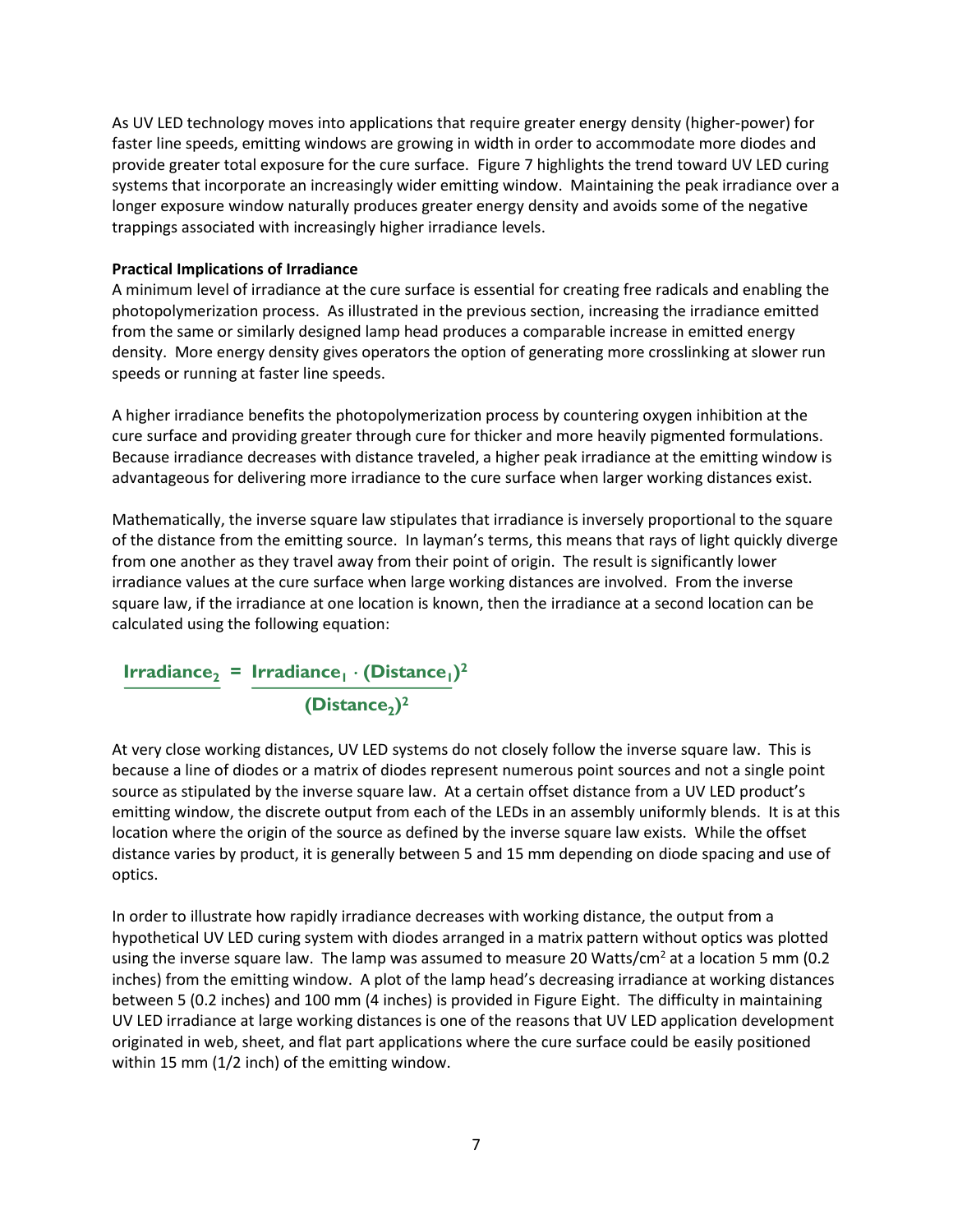As UV LED technology moves into applications that require greater energy density (higher-power) for faster line speeds, emitting windows are growing in width in order to accommodate more diodes and provide greater total exposure for the cure surface. Figure 7 highlights the trend toward UV LED curing systems that incorporate an increasingly wider emitting window. Maintaining the peak irradiance over a longer exposure window naturally produces greater energy density and avoids some of the negative trappings associated with increasingly higher irradiance levels.

**Practical Implications of Irradiance**

A minimum level of irradiance at the cure surface is essential for creating free radicals and enabling the photopolymerization process. As illustrated in the previous section, increasing the irradiance emitted from the same or similarly designed lamp head produces a comparable increase in emitted energy density. More energy density gives operators the option of generating more crosslinking at slower run speeds or running at faster line speeds.

A higher irradiance benefits the photopolymerization process by countering oxygen inhibition at the cure surface and providing greater through cure for thicker and more heavily pigmented formulations. Because irradiance decreases with distance traveled, a higher peak irradiance at the emitting window is advantageous for delivering more irradiance to the cure surface when larger working distances exist.

Mathematically, the inverse square law stipulates that irradiance is inversely proportional to the square of the distance from the emitting source. In layman's terms, this means that rays of light quickly diverge from one another as they travel away from their point of origin. The result is significantly lower irradiance values at the cure surface when large working distances are involved. From the inverse square law, if the irradiance at one location is known, then the irradiance at a second location can be calculated using the following equation:

$$\text{Irradiance}_2 = \frac{\text{Irradiance}_1 \cdot (\text{Distance}_1)^2}{(\text{Distance}_2)^2}$$

At very close working distances, UV LED systems do not closely follow the inverse square law. This is because a line of diodes or a matrix of diodes represent numerous point sources and not a single point source as stipulated by the inverse square law. At a certain offset distance from a UV LED product's emitting window, the discrete output from each of the LEDs in an assembly uniformly blends. It is at this location where the origin of the source as defined by the inverse square law exists. While the offset distance varies by product, it is generally between 5 and 15 mm depending on diode spacing and use of optics.

In order to illustrate how rapidly irradiance decreases with working distance, the output from a hypothetical UV LED curing system with diodes arranged in a matrix pattern without optics was plotted using the inverse square law. The lamp was assumed to measure 20 Watts/cm$^2$ at a location 5 mm (0.2 inches) from the emitting window. A plot of the lamp head's decreasing irradiance at working distances between 5 (0.2 inches) and 100 mm (4 inches) is provided in Figure Eight. The difficulty in maintaining UV LED irradiance at large working distances is one of the reasons that UV LED application development originated in web, sheet, and flat part applications where the cure surface could be easily positioned within 15 mm (1/2 inch) of the emitting window.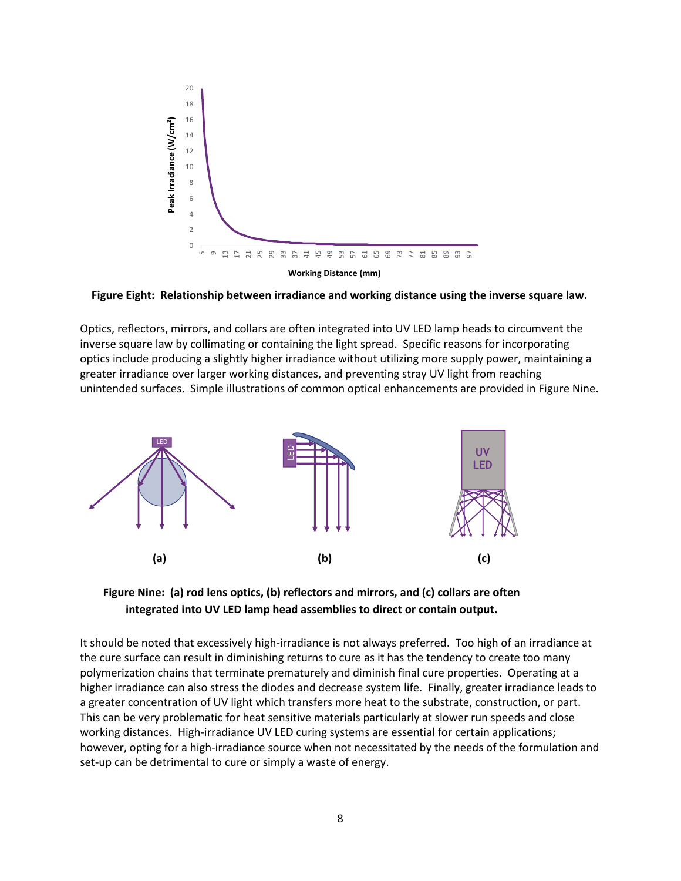**Figure Eight: Relationship between irradiance and working distance using the inverse square law.**

Optics, reflectors, mirrors, and collars are often integrated into UV LED lamp heads to circumvent the inverse square law by collimating or containing the light spread. Specific reasons for incorporating optics include producing a slightly higher irradiance without utilizing more supply power, maintaining a greater irradiance over larger working distances, and preventing stray UV light from reaching unintended surfaces. Simple illustrations of common optical enhancements are provided in Figure Nine.

**Figure Nine: (a) rod lens optics, (b) reflectors and mirrors, and (c) collars are often integrated into UV LED lamp head assemblies to direct or contain output.**

It should be noted that excessively high-irradiance is not always preferred. Too high of an irradiance at the cure surface can result in diminishing returns to cure as it has the tendency to create too many polymerization chains that terminate prematurely and diminish final cure properties. Operating at a higher irradiance can also stress the diodes and decrease system life. Finally, greater irradiance leads to a greater concentration of UV light which transfers more heat to the substrate, construction, or part. This can be very problematic for heat sensitive materials particularly at slower run speeds and close working distances. High-irradiance UV LED curing systems are essential for certain applications; however, opting for a high-irradiance source when not necessitated by the needs of the formulation and set-up can be detrimental to cure or simply a waste of energy.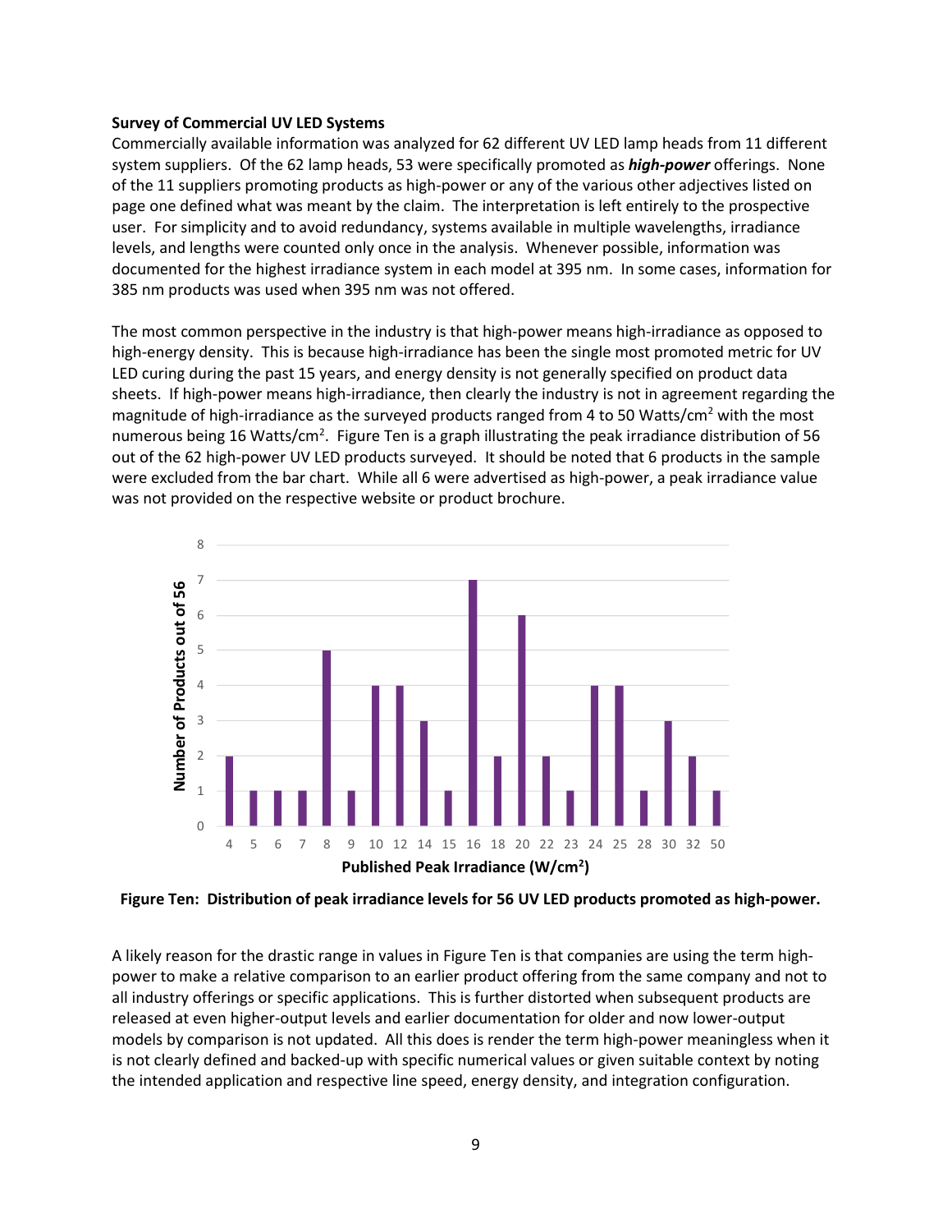**Survey of Commercial UV LED Systems**

Commercially available information was analyzed for 62 different UV LED lamp heads from 11 different system suppliers. Of the 62 lamp heads, 53 were specifically promoted as ***high-power*** offerings. None of the 11 suppliers promoting products as high-power or any of the various other adjectives listed on page one defined what was meant by the claim. The interpretation is left entirely to the prospective user. For simplicity and to avoid redundancy, systems available in multiple wavelengths, irradiance levels, and lengths were counted only once in the analysis. Whenever possible, information was documented for the highest irradiance system in each model at 395 nm. In some cases, information for 385 nm products was used when 395 nm was not offered.

The most common perspective in the industry is that high-power means high-irradiance as opposed to high-energy density. This is because high-irradiance has been the single most promoted metric for UV LED curing during the past 15 years, and energy density is not generally specified on product data sheets. If high-power means high-irradiance, then clearly the industry is not in agreement regarding the magnitude of high-irradiance as the surveyed products ranged from 4 to 50 Watts/cm$^2$ with the most numerous being 16 Watts/cm$^2$. Figure Ten is a graph illustrating the peak irradiance distribution of 56 out of the 62 high-power UV LED products surveyed. It should be noted that 6 products in the sample were excluded from the bar chart. While all 6 were advertised as high-power, a peak irradiance value was not provided on the respective website or product brochure.

| Published Peak Irradiance (W/cm$^2$) | Number of Products out of 56 |
|---|---|
| 4 | 2 |
| 5 | 1 |
| 6 | 1 |
| 7 | 1 |
| 8 | 5 |
| 9 | 1 |
| 10 | 4 |
| 12 | 4 |
| 14 | 3 |
| 15 | 1 |
| 16 | 7 |
| 18 | 2 |
| 20 | 6 |
| 22 | 2 |
| 23 | 1 |
| 24 | 4 |
| 25 | 4 |
| 28 | 1 |
| 30 | 3 |
| 32 | 2 |
| 50 | 1 |

**Figure Ten: Distribution of peak irradiance levels for 56 UV LED products promoted as high-power.**

A likely reason for the drastic range in values in Figure Ten is that companies are using the term high-power to make a relative comparison to an earlier product offering from the same company and not to all industry offerings or specific applications. This is further distorted when subsequent products are released at even higher-output levels and earlier documentation for older and now lower-output models by comparison is not updated. All this does is render the term high-power meaningless when it is not clearly defined and backed-up with specific numerical values or given suitable context by noting the intended application and respective line speed, energy density, and integration configuration.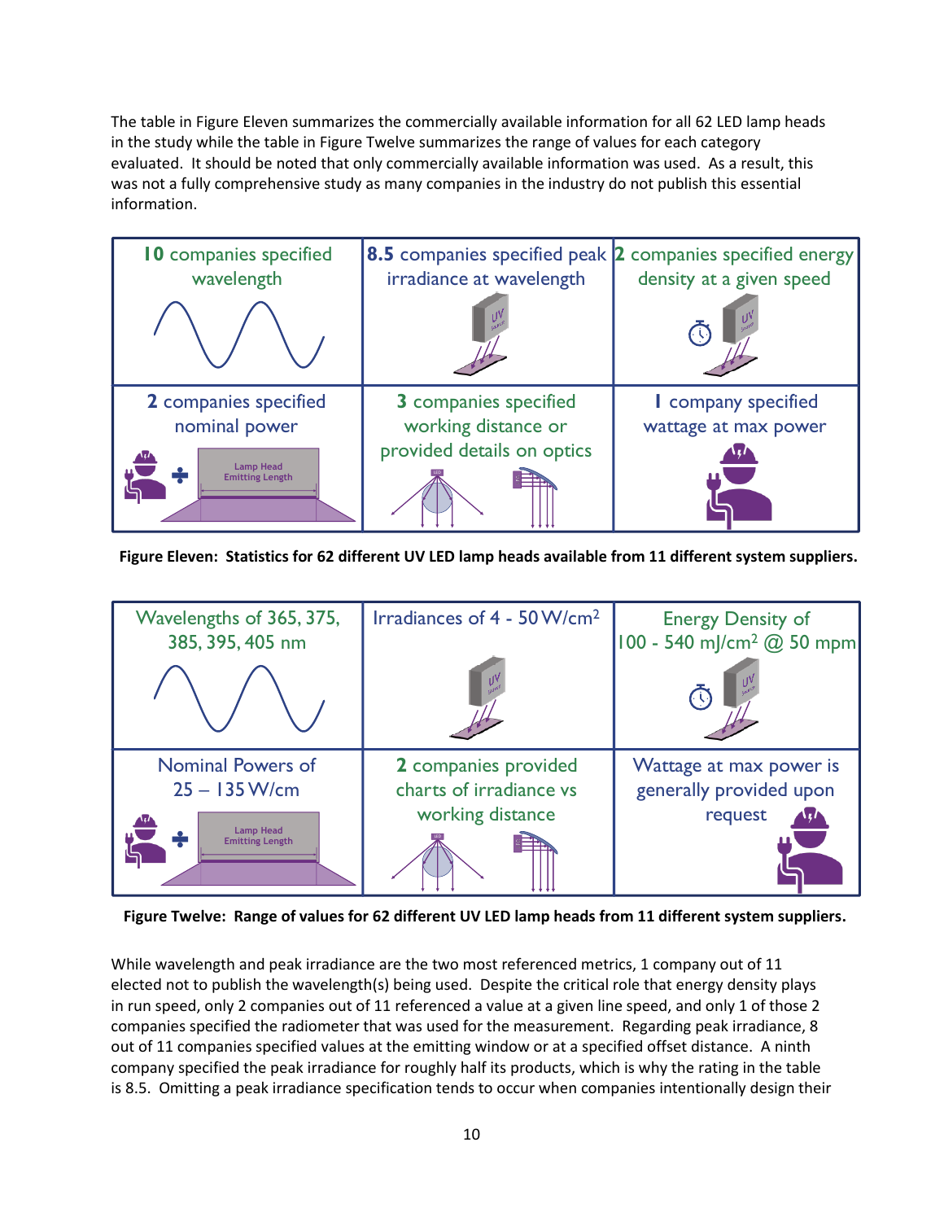The table in Figure Eleven summarizes the commercially available information for all 62 LED lamp heads in the study while the table in Figure Twelve summarizes the range of values for each category evaluated. It should be noted that only commercially available information was used. As a result, this was not a fully comprehensive study as many companies in the industry do not publish this essential information.

| | | |
|---|---|---|
| **10** companies specified wavelength | **8.5** companies specified peak irradiance at wavelength | **2** companies specified energy density at a given speed |
| **2** companies specified nominal power | **3** companies specified working distance or provided details on optics | **1** company specified wattage at max power |

**Figure Eleven: Statistics for 62 different UV LED lamp heads available from 11 different system suppliers.**

| | | |
|---|---|---|
| Wavelengths of 365, 375, 385, 395, 405 nm | Irradiances of 4 - 50 W/cm$^2$ | Energy Density of 100 - 540 mJ/cm$^2$ @ 50 mpm |
| Nominal Powers of 25 – 135 W/cm | **2** companies provided charts of irradiance vs working distance | Wattage at max power is generally provided upon request |

**Figure Twelve: Range of values for 62 different UV LED lamp heads from 11 different system suppliers.**

While wavelength and peak irradiance are the two most referenced metrics, 1 company out of 11 elected not to publish the wavelength(s) being used. Despite the critical role that energy density plays in run speed, only 2 companies out of 11 referenced a value at a given line speed, and only 1 of those 2 companies specified the radiometer that was used for the measurement. Regarding peak irradiance, 8 out of 11 companies specified values at the emitting window or at a specified offset distance. A ninth company specified the peak irradiance for roughly half its products, which is why the rating in the table is 8.5. Omitting a peak irradiance specification tends to occur when companies intentionally design their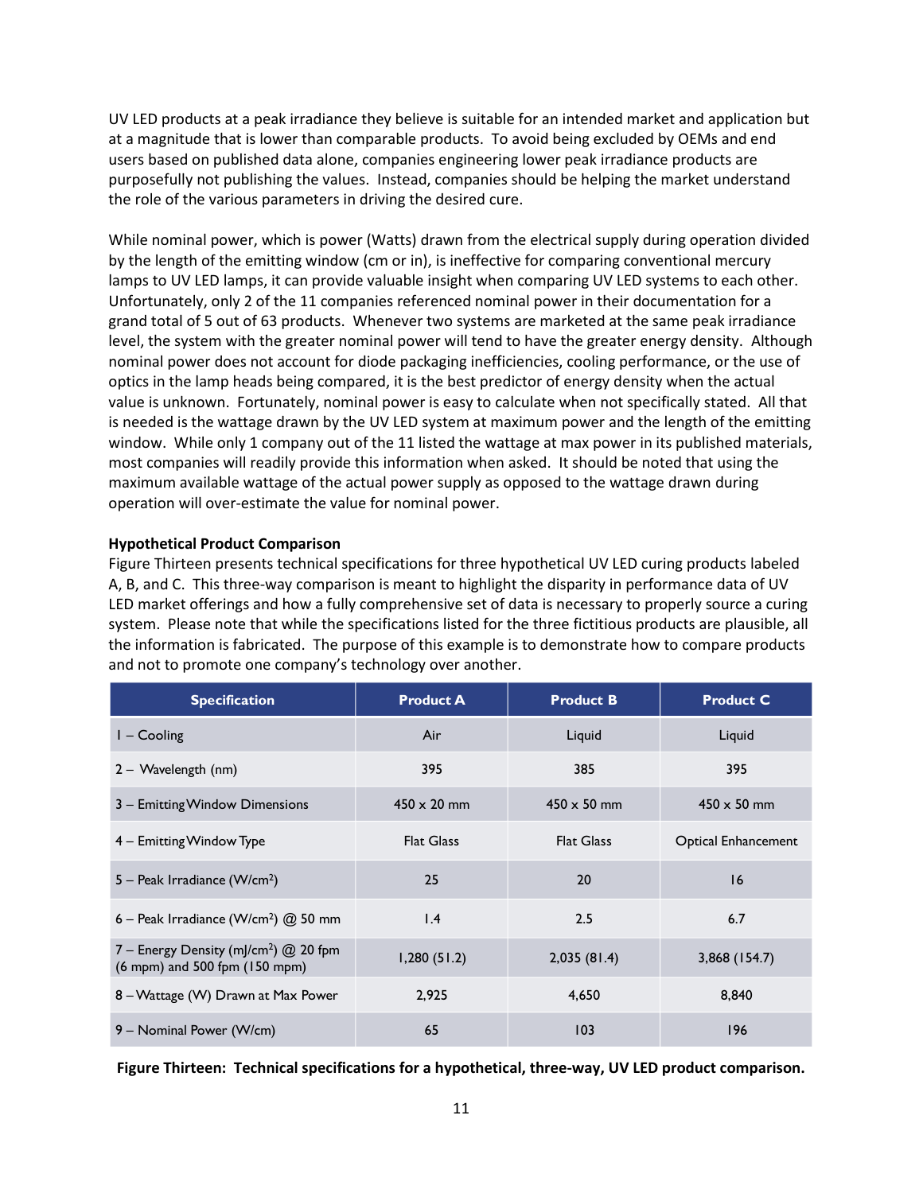UV LED products at a peak irradiance they believe is suitable for an intended market and application but at a magnitude that is lower than comparable products. To avoid being excluded by OEMs and end users based on published data alone, companies engineering lower peak irradiance products are purposefully not publishing the values. Instead, companies should be helping the market understand the role of the various parameters in driving the desired cure.

While nominal power, which is power (Watts) drawn from the electrical supply during operation divided by the length of the emitting window (cm or in), is ineffective for comparing conventional mercury lamps to UV LED lamps, it can provide valuable insight when comparing UV LED systems to each other. Unfortunately, only 2 of the 11 companies referenced nominal power in their documentation for a grand total of 5 out of 63 products. Whenever two systems are marketed at the same peak irradiance level, the system with the greater nominal power will tend to have the greater energy density. Although nominal power does not account for diode packaging inefficiencies, cooling performance, or the use of optics in the lamp heads being compared, it is the best predictor of energy density when the actual value is unknown. Fortunately, nominal power is easy to calculate when not specifically stated. All that is needed is the wattage drawn by the UV LED system at maximum power and the length of the emitting window. While only 1 company out of the 11 listed the wattage at max power in its published materials, most companies will readily provide this information when asked. It should be noted that using the maximum available wattage of the actual power supply as opposed to the wattage drawn during operation will over-estimate the value for nominal power.

**Hypothetical Product Comparison**

Figure Thirteen presents technical specifications for three hypothetical UV LED curing products labeled A, B, and C. This three-way comparison is meant to highlight the disparity in performance data of UV LED market offerings and how a fully comprehensive set of data is necessary to properly source a curing system. Please note that while the specifications listed for the three fictitious products are plausible, all the information is fabricated. The purpose of this example is to demonstrate how to compare products and not to promote one company's technology over another.

| Specification | Product A | Product B | Product C |
|---|---|---|---|
| 1 – Cooling | Air | Liquid | Liquid |
| 2 – Wavelength (nm) | 395 | 385 | 395 |
| 3 – Emitting Window Dimensions | 450 x 20 mm | 450 x 50 mm | 450 x 50 mm |
| 4 – Emitting Window Type | Flat Glass | Flat Glass | Optical Enhancement |
| 5 – Peak Irradiance (W/cm$^2$) | 25 | 20 | 16 |
| 6 – Peak Irradiance (W/cm$^2$) @ 50 mm | 1.4 | 2.5 | 6.7 |
| 7 – Energy Density (mJ/cm$^2$) @ 20 fpm (6 mpm) and 500 fpm (150 mpm) | 1,280 (51.2) | 2,035 (81.4) | 3,868 (154.7) |
| 8 – Wattage (W) Drawn at Max Power | 2,925 | 4,650 | 8,840 |
| 9 – Nominal Power (W/cm) | 65 | 103 | 196 |

**Figure Thirteen: Technical specifications for a hypothetical, three-way, UV LED product comparison.**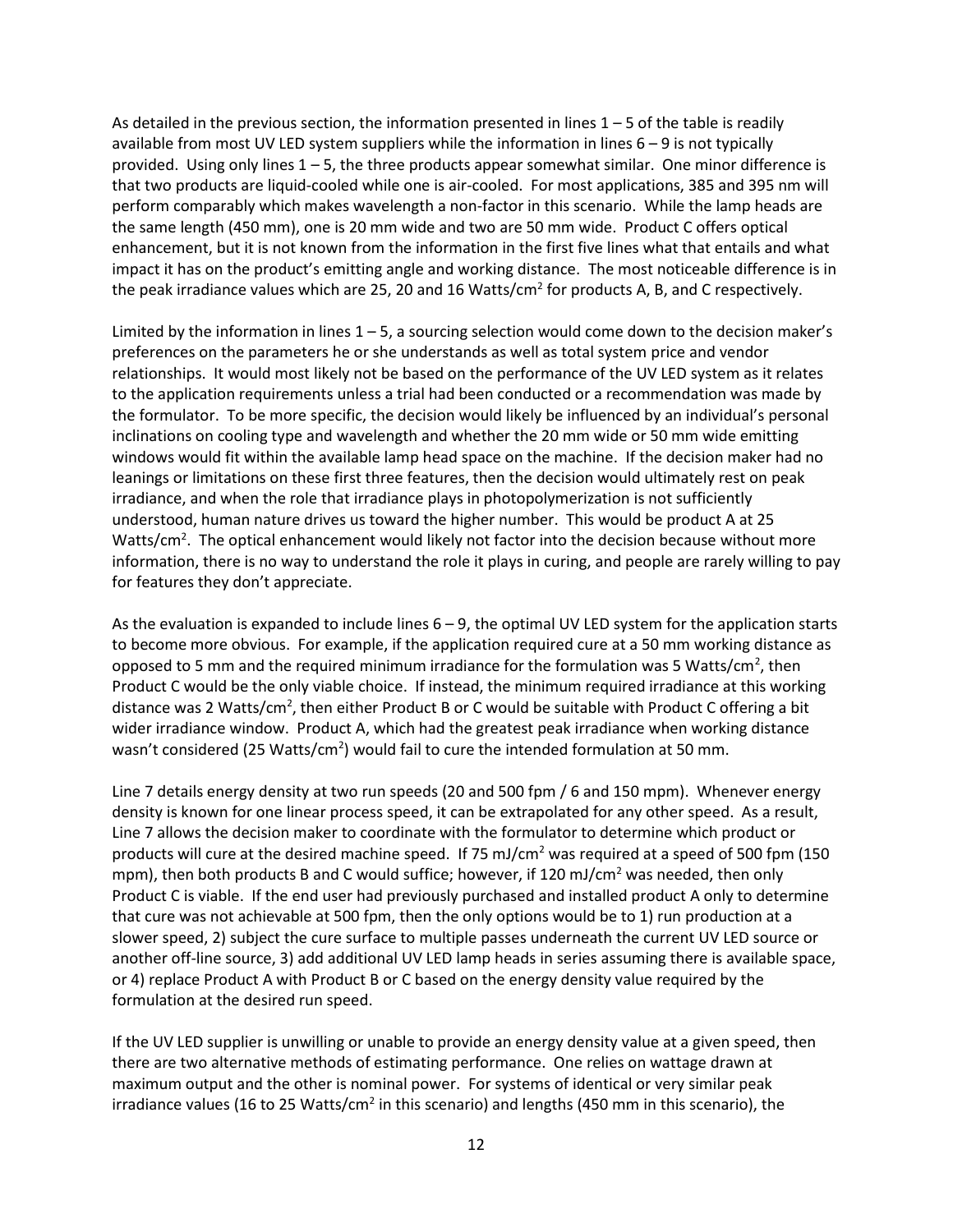As detailed in the previous section, the information presented in lines 1 – 5 of the table is readily available from most UV LED system suppliers while the information in lines 6 – 9 is not typically provided. Using only lines 1 – 5, the three products appear somewhat similar. One minor difference is that two products are liquid-cooled while one is air-cooled. For most applications, 385 and 395 nm will perform comparably which makes wavelength a non-factor in this scenario. While the lamp heads are the same length (450 mm), one is 20 mm wide and two are 50 mm wide. Product C offers optical enhancement, but it is not known from the information in the first five lines what that entails and what impact it has on the product's emitting angle and working distance. The most noticeable difference is in the peak irradiance values which are 25, 20 and 16 Watts/cm$^2$ for products A, B, and C respectively.

Limited by the information in lines 1 – 5, a sourcing selection would come down to the decision maker's preferences on the parameters he or she understands as well as total system price and vendor relationships. It would most likely not be based on the performance of the UV LED system as it relates to the application requirements unless a trial had been conducted or a recommendation was made by the formulator. To be more specific, the decision would likely be influenced by an individual's personal inclinations on cooling type and wavelength and whether the 20 mm wide or 50 mm wide emitting windows would fit within the available lamp head space on the machine. If the decision maker had no leanings or limitations on these first three features, then the decision would ultimately rest on peak irradiance, and when the role that irradiance plays in photopolymerization is not sufficiently understood, human nature drives us toward the higher number. This would be product A at 25 Watts/cm$^2$. The optical enhancement would likely not factor into the decision because without more information, there is no way to understand the role it plays in curing, and people are rarely willing to pay for features they don't appreciate.

As the evaluation is expanded to include lines 6 – 9, the optimal UV LED system for the application starts to become more obvious. For example, if the application required cure at a 50 mm working distance as opposed to 5 mm and the required minimum irradiance for the formulation was 5 Watts/cm$^2$, then Product C would be the only viable choice. If instead, the minimum required irradiance at this working distance was 2 Watts/cm$^2$, then either Product B or C would be suitable with Product C offering a bit wider irradiance window. Product A, which had the greatest peak irradiance when working distance wasn't considered (25 Watts/cm$^2$) would fail to cure the intended formulation at 50 mm.

Line 7 details energy density at two run speeds (20 and 500 fpm / 6 and 150 mpm). Whenever energy density is known for one linear process speed, it can be extrapolated for any other speed. As a result, Line 7 allows the decision maker to coordinate with the formulator to determine which product or products will cure at the desired machine speed. If 75 mJ/cm$^2$ was required at a speed of 500 fpm (150 mpm), then both products B and C would suffice; however, if 120 mJ/cm$^2$ was needed, then only Product C is viable. If the end user had previously purchased and installed product A only to determine that cure was not achievable at 500 fpm, then the only options would be to 1) run production at a slower speed, 2) subject the cure surface to multiple passes underneath the current UV LED source or another off-line source, 3) add additional UV LED lamp heads in series assuming there is available space, or 4) replace Product A with Product B or C based on the energy density value required by the formulation at the desired run speed.

If the UV LED supplier is unwilling or unable to provide an energy density value at a given speed, then there are two alternative methods of estimating performance. One relies on wattage drawn at maximum output and the other is nominal power. For systems of identical or very similar peak irradiance values (16 to 25 Watts/cm$^2$ in this scenario) and lengths (450 mm in this scenario), the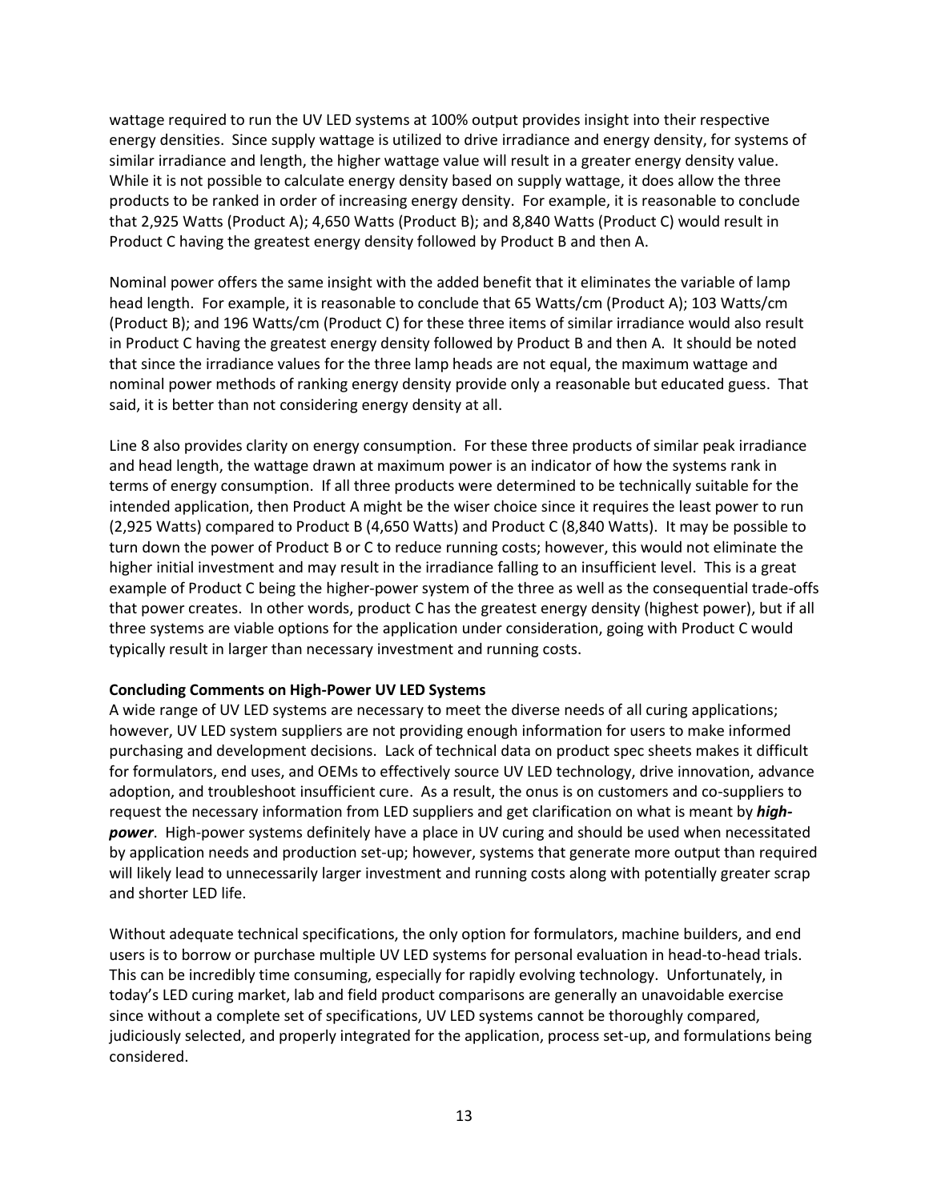wattage required to run the UV LED systems at 100% output provides insight into their respective energy densities. Since supply wattage is utilized to drive irradiance and energy density, for systems of similar irradiance and length, the higher wattage value will result in a greater energy density value. While it is not possible to calculate energy density based on supply wattage, it does allow the three products to be ranked in order of increasing energy density. For example, it is reasonable to conclude that 2,925 Watts (Product A); 4,650 Watts (Product B); and 8,840 Watts (Product C) would result in Product C having the greatest energy density followed by Product B and then A.

Nominal power offers the same insight with the added benefit that it eliminates the variable of lamp head length. For example, it is reasonable to conclude that 65 Watts/cm (Product A); 103 Watts/cm (Product B); and 196 Watts/cm (Product C) for these three items of similar irradiance would also result in Product C having the greatest energy density followed by Product B and then A. It should be noted that since the irradiance values for the three lamp heads are not equal, the maximum wattage and nominal power methods of ranking energy density provide only a reasonable but educated guess. That said, it is better than not considering energy density at all.

Line 8 also provides clarity on energy consumption. For these three products of similar peak irradiance and head length, the wattage drawn at maximum power is an indicator of how the systems rank in terms of energy consumption. If all three products were determined to be technically suitable for the intended application, then Product A might be the wiser choice since it requires the least power to run (2,925 Watts) compared to Product B (4,650 Watts) and Product C (8,840 Watts). It may be possible to turn down the power of Product B or C to reduce running costs; however, this would not eliminate the higher initial investment and may result in the irradiance falling to an insufficient level. This is a great example of Product C being the higher-power system of the three as well as the consequential trade-offs that power creates. In other words, product C has the greatest energy density (highest power), but if all three systems are viable options for the application under consideration, going with Product C would typically result in larger than necessary investment and running costs.

**Concluding Comments on High-Power UV LED Systems**

A wide range of UV LED systems are necessary to meet the diverse needs of all curing applications; however, UV LED system suppliers are not providing enough information for users to make informed purchasing and development decisions. Lack of technical data on product spec sheets makes it difficult for formulators, end uses, and OEMs to effectively source UV LED technology, drive innovation, advance adoption, and troubleshoot insufficient cure. As a result, the onus is on customers and co-suppliers to request the necessary information from LED suppliers and get clarification on what is meant by ***high-power***. High-power systems definitely have a place in UV curing and should be used when necessitated by application needs and production set-up; however, systems that generate more output than required will likely lead to unnecessarily larger investment and running costs along with potentially greater scrap and shorter LED life.

Without adequate technical specifications, the only option for formulators, machine builders, and end users is to borrow or purchase multiple UV LED systems for personal evaluation in head-to-head trials. This can be incredibly time consuming, especially for rapidly evolving technology. Unfortunately, in today's LED curing market, lab and field product comparisons are generally an unavoidable exercise since without a complete set of specifications, UV LED systems cannot be thoroughly compared, judiciously selected, and properly integrated for the application, process set-up, and formulations being considered.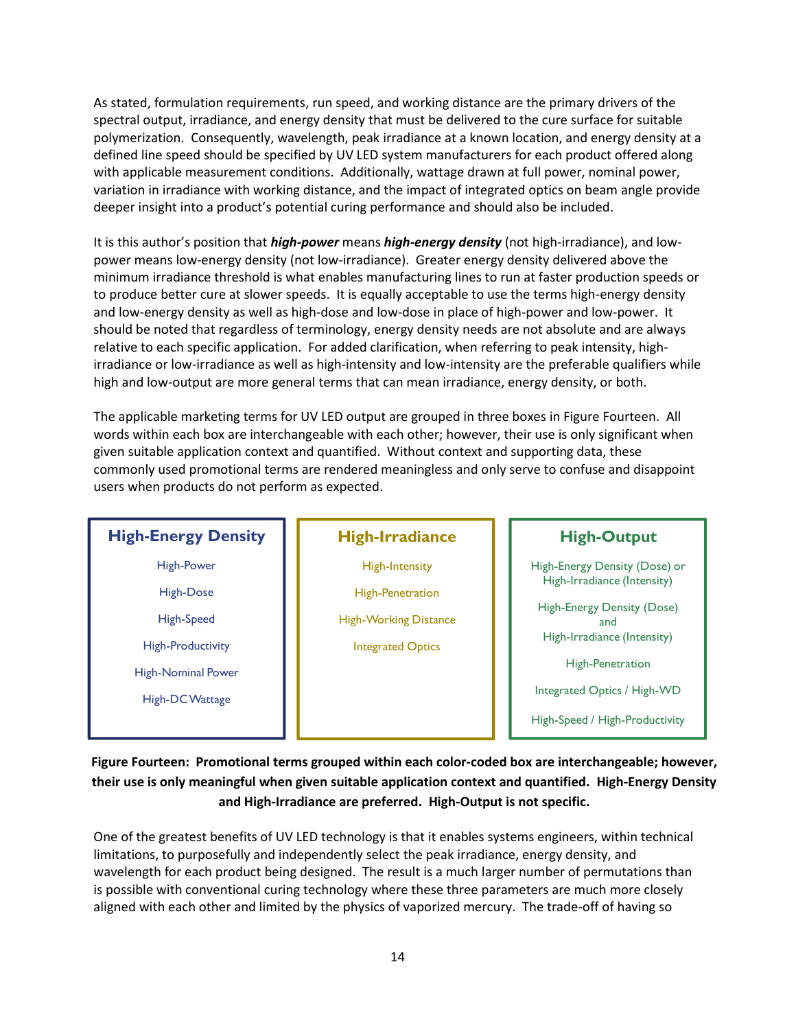As stated, formulation requirements, run speed, and working distance are the primary drivers of the spectral output, irradiance, and energy density that must be delivered to the cure surface for suitable polymerization. Consequently, wavelength, peak irradiance at a known location, and energy density at a defined line speed should be specified by UV LED system manufacturers for each product offered along with applicable measurement conditions. Additionally, wattage drawn at full power, nominal power, variation in irradiance with working distance, and the impact of integrated optics on beam angle provide deeper insight into a product's potential curing performance and should also be included.

It is this author's position that ***high-power*** means ***high-energy density*** (not high-irradiance), and low-power means low-energy density (not low-irradiance). Greater energy density delivered above the minimum irradiance threshold is what enables manufacturing lines to run at faster production speeds or to produce better cure at slower speeds. It is equally acceptable to use the terms high-energy density and low-energy density as well as high-dose and low-dose in place of high-power and low-power. It should be noted that regardless of terminology, energy density needs are not absolute and are always relative to each specific application. For added clarification, when referring to peak intensity, high-irradiance or low-irradiance as well as high-intensity and low-intensity are the preferable qualifiers while high and low-output are more general terms that can mean irradiance, energy density, or both.

The applicable marketing terms for UV LED output are grouped in three boxes in Figure Fourteen. All words within each box are interchangeable with each other; however, their use is only significant when given suitable application context and quantified. Without context and supporting data, these commonly used promotional terms are rendered meaningless and only serve to confuse and disappoint users when products do not perform as expected.

| High-Energy Density | High-Irradiance | High-Output |
| --- | --- | --- |
| High-Power | High-Intensity | High-Energy Density (Dose) or High-Irradiance (Intensity) |
| High-Dose | High-Penetration | High-Energy Density (Dose) and High-Irradiance (Intensity) |
| High-Speed | High-Working Distance | High-Penetration |
| High-Productivity | Integrated Optics | Integrated Optics / High-WD |
| High-Nominal Power | | High-Speed / High-Productivity |
| High-DC Wattage | | |

**Figure Fourteen: Promotional terms grouped within each color-coded box are interchangeable; however, their use is only meaningful when given suitable application context and quantified. High-Energy Density and High-Irradiance are preferred. High-Output is not specific.**

One of the greatest benefits of UV LED technology is that it enables systems engineers, within technical limitations, to purposefully and independently select the peak irradiance, energy density, and wavelength for each product being designed. The result is a much larger number of permutations than is possible with conventional curing technology where these three parameters are much more closely aligned with each other and limited by the physics of vaporized mercury. The trade-off of having so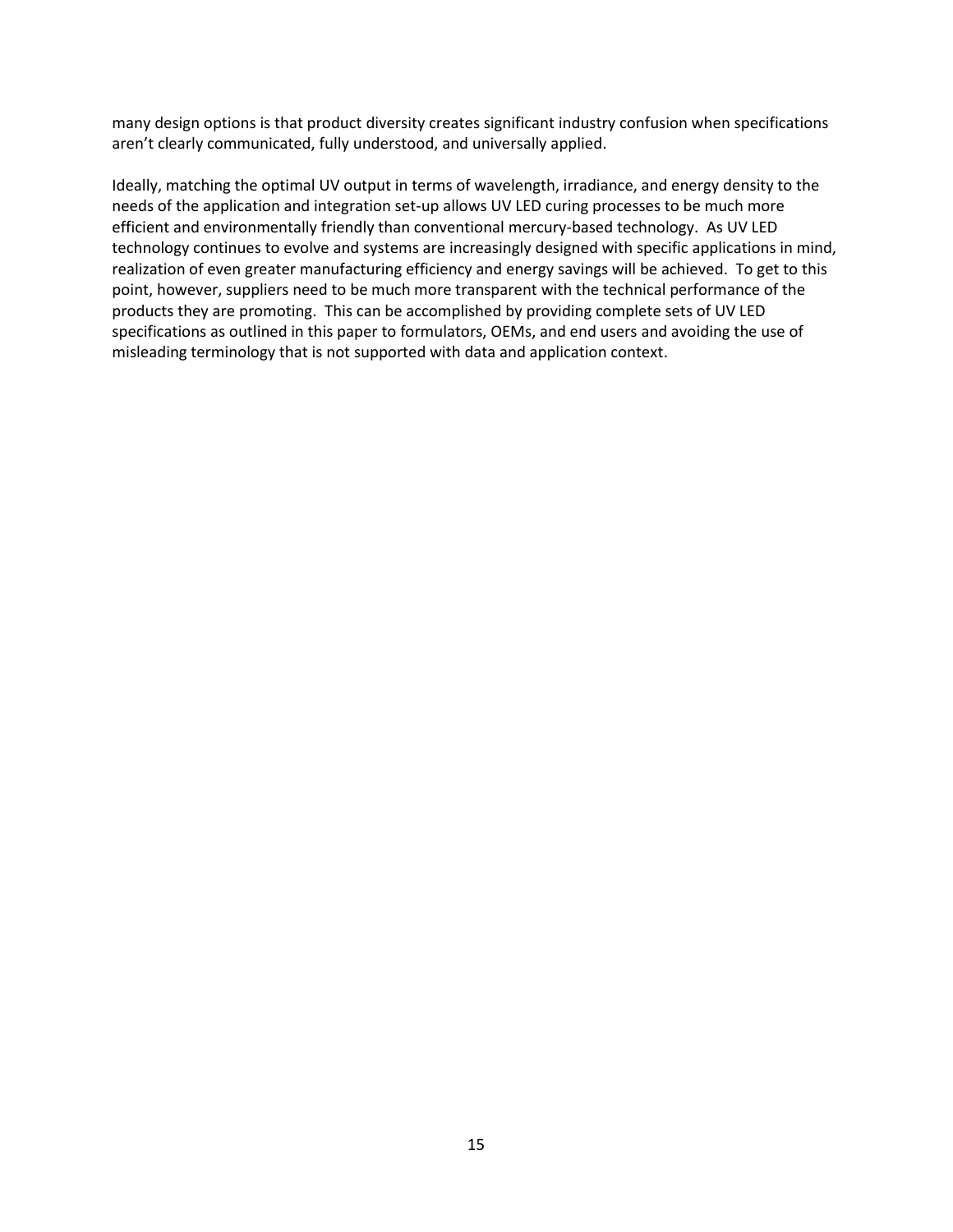many design options is that product diversity creates significant industry confusion when specifications aren't clearly communicated, fully understood, and universally applied.

Ideally, matching the optimal UV output in terms of wavelength, irradiance, and energy density to the needs of the application and integration set-up allows UV LED curing processes to be much more efficient and environmentally friendly than conventional mercury-based technology. As UV LED technology continues to evolve and systems are increasingly designed with specific applications in mind, realization of even greater manufacturing efficiency and energy savings will be achieved. To get to this point, however, suppliers need to be much more transparent with the technical performance of the products they are promoting. This can be accomplished by providing complete sets of UV LED specifications as outlined in this paper to formulators, OEMs, and end users and avoiding the use of misleading terminology that is not supported with data and application context.